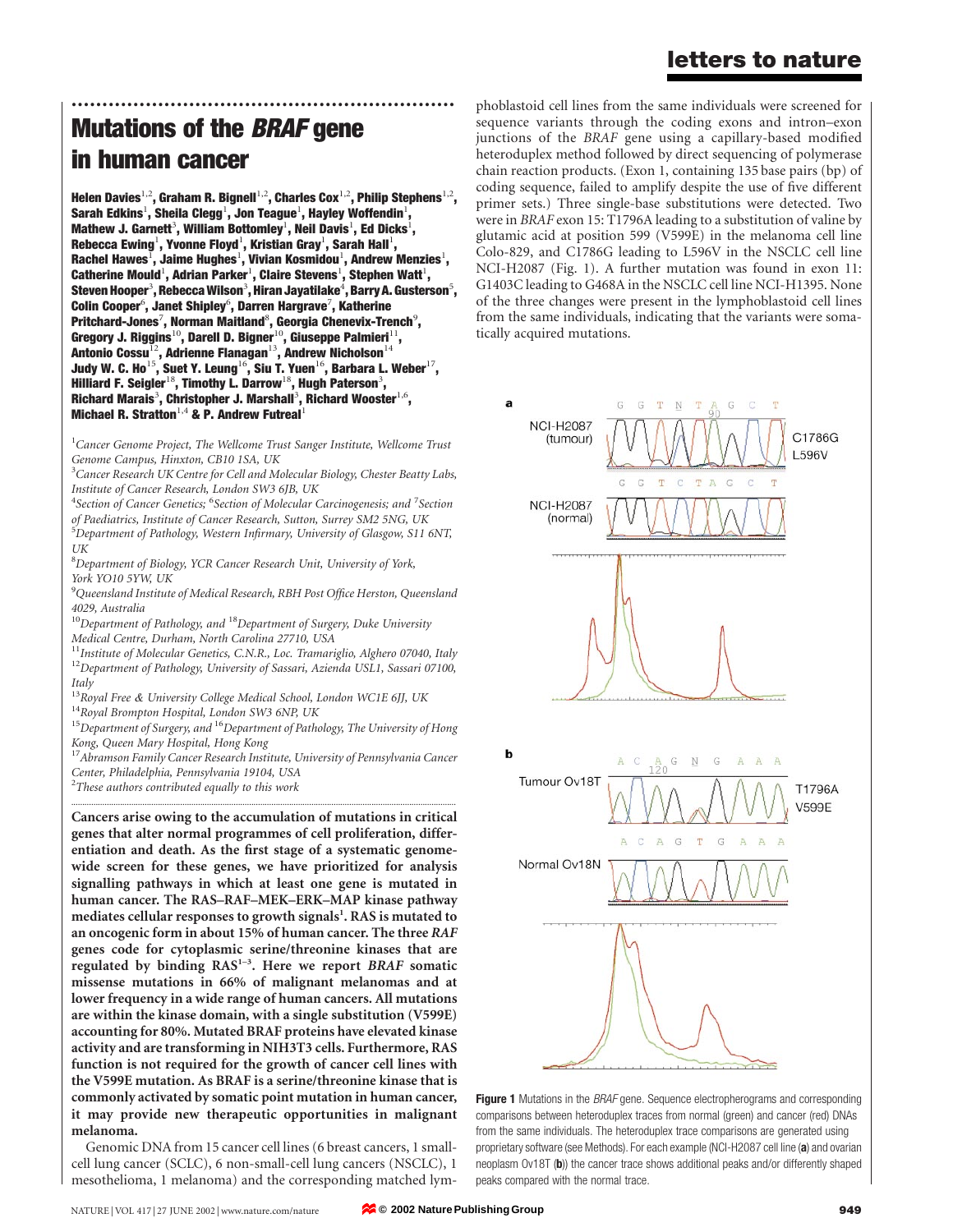# Mutations of the *BRAF* gene in human cancer

**Helen Davies[1,2], Graham R. Bignell[1,2], Charles Cox[1,2], Philip Stephens[1,2], Sarah Edkins[1], Sheila Clegg[1], Jon Teague[1], Hayley Woffendin[1], Mathew J. Garnett[3], William Bottomley[1], Neil Davis[1], Ed Dicks[1], Rebecca Ewing[1], Yvonne Floyd[1], Kristian Gray[1], Sarah Hall[1], Rachel Hawes[1], Jaime Hughes[1], Vivian Kosmidou[1], Andrew Menzies[1], Catherine Mould[1], Adrian Parker[1], Claire Stevens[1], Stephen Watt[1], Steven Hooper[3], Rebecca Wilson[3], Hiran Jayatilake[4], Barry A. Gusterson[5], Colin Cooper[6], Janet Shipley[6], Darren Hargrave[7], Katherine Pritchard-Jones[7], Norman Maitland[8], Georgia Chenevix-Trench[9], Gregory J. Riggins[10], Darell D. Bigner[10], Giuseppe Palmieri[11], Antonio Cossu[12], Adrienne Flanagan[13], Andrew Nicholson[14], Judy W. C. Ho[15], Suet Y. Leung[16], Siu T. Yuen[16], Barbara L. Weber[17], Hilliard F. Seigler[18], Timothy L. Darrow[18], Hugh Paterson[3], Richard Marais[3], Christopher J. Marshall[3], Richard Wooster[1,6], Michael R. Stratton[1,4] & P. Andrew Futreal[1]**

[1]*Cancer Genome Project, The Wellcome Trust Sanger Institute, Wellcome Trust Genome Campus, Hinxton, CB10 1SA, UK*
[3]*Cancer Research UK Centre for Cell and Molecular Biology, Chester Beatty Labs, Institute of Cancer Research, London SW3 6JB, UK*
[4]*Section of Cancer Genetics;* [6]*Section of Molecular Carcinogenesis; and* [7]*Section of Paediatrics, Institute of Cancer Research, Sutton, Surrey SM2 5NG, UK*
[5]*Department of Pathology, Western Infirmary, University of Glasgow, S11 6NT, UK*
[8]*Department of Biology, YCR Cancer Research Unit, University of York, York YO10 5YW, UK*
[9]*Queensland Institute of Medical Research, RBH Post Office Herston, Queensland 4029, Australia*
[10]*Department of Pathology, and* [18]*Department of Surgery, Duke University Medical Centre, Durham, North Carolina 27710, USA*
[11]*Institute of Molecular Genetics, C.N.R., Loc. Tramariglio, Alghero 07040, Italy*
[12]*Department of Pathology, University of Sassari, Azienda USL1, Sassari 07100, Italy*
[13]*Royal Free & University College Medical School, London WC1E 6JJ, UK*
[14]*Royal Brompton Hospital, London SW3 6NP, UK*
[15]*Department of Surgery, and* [16]*Department of Pathology, The University of Hong Kong, Queen Mary Hospital, Hong Kong*
[17]*Abramson Family Cancer Research Institute, University of Pennsylvania Cancer Center, Philadelphia, Pennsylvania 19104, USA*
[2]*These authors contributed equally to this work*

**Cancers arise owing to the accumulation of mutations in critical genes that alter normal programmes of cell proliferation, differentiation and death. As the first stage of a systematic genome-wide screen for these genes, we have prioritized for analysis signalling pathways in which at least one gene is mutated in human cancer. The RAS–RAF–MEK–ERK–MAP kinase pathway mediates cellular responses to growth signals[1]. RAS is mutated to an oncogenic form in about 15% of human cancer. The three *RAF* genes code for cytoplasmic serine/threonine kinases that are regulated by binding RAS[1–3]. Here we report *BRAF* somatic missense mutations in 66% of malignant melanomas and at lower frequency in a wide range of human cancers. All mutations are within the kinase domain, with a single substitution (V599E) accounting for 80%. Mutated BRAF proteins have elevated kinase activity and are transforming in NIH3T3 cells. Furthermore, RAS function is not required for the growth of cancer cell lines with the V599E mutation. As BRAF is a serine/threonine kinase that is commonly activated by somatic point mutation in human cancer, it may provide new therapeutic opportunities in malignant melanoma.**

Genomic DNA from 15 cancer cell lines (6 breast cancers, 1 small-cell lung cancer (SCLC), 6 non-small-cell lung cancers (NSCLC), 1 mesothelioma, 1 melanoma) and the corresponding matched lymphoblastoid cell lines from the same individuals were screened for sequence variants through the coding exons and intron–exon junctions of the *BRAF* gene using a capillary-based modified heteroduplex method followed by direct sequencing of polymerase chain reaction products. (Exon 1, containing 135 base pairs (bp) of coding sequence, failed to amplify despite the use of five different primer sets.) Three single-base substitutions were detected. Two were in *BRAF* exon 15: T1796A leading to a substitution of valine by glutamic acid at position 599 (V599E) in the melanoma cell line Colo-829, and C1786G leading to L596V in the NSCLC cell line NCI-H2087 (Fig. 1). A further mutation was found in exon 11: G1403C leading to G468A in the NSCLC cell line NCI-H1395. None of the three changes were present in the lymphoblastoid cell lines from the same individuals, indicating that the variants were somatically acquired mutations.

**Figure 1** Mutations in the *BRAF* gene. Sequence electropherograms and corresponding comparisons between heteroduplex traces from normal (green) and cancer (red) DNAs from the same individuals. The heteroduplex trace comparisons are generated using proprietary software (see Methods). For each example (NCI-H2087 cell line (**a**) and ovarian neoplasm Ov18T (**b**)) the cancer trace shows additional peaks and/or differently shaped peaks compared with the normal trace.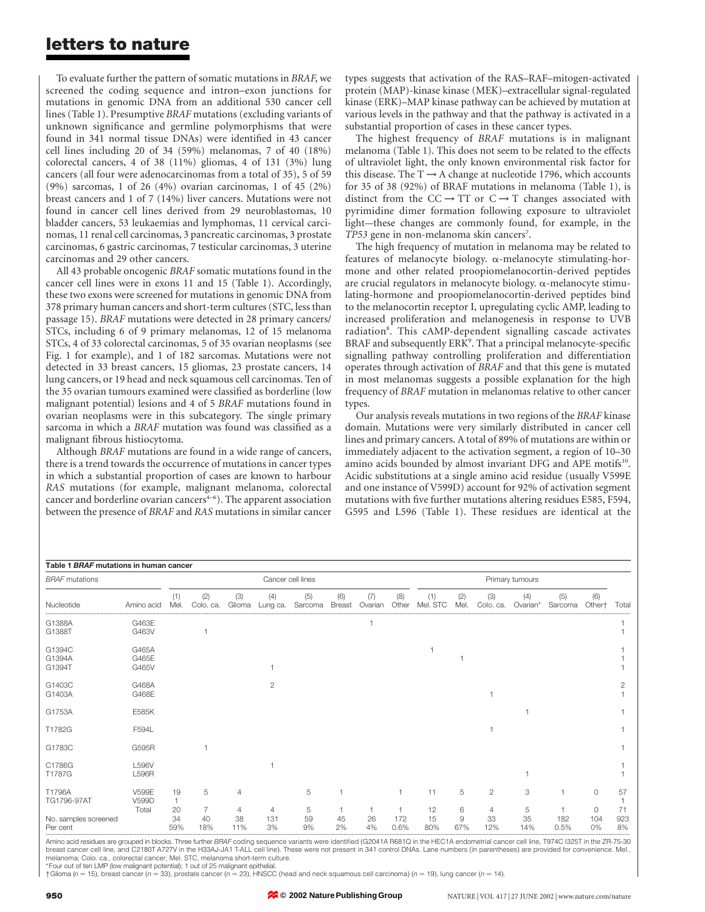To evaluate further the pattern of somatic mutations in *BRAF*, we screened the coding sequence and intron–exon junctions for mutations in genomic DNA from an additional 530 cancer cell lines (Table 1). Presumptive *BRAF* mutations (excluding variants of unknown significance and germline polymorphisms that were found in 341 normal tissue DNAs) were identified in 43 cancer cell lines including 20 of 34 (59%) melanomas, 7 of 40 (18%) colorectal cancers, 4 of 38 (11%) gliomas, 4 of 131 (3%) lung cancers (all four were adenocarcinomas from a total of 35), 5 of 59 (9%) sarcomas, 1 of 26 (4%) ovarian carcinomas, 1 of 45 (2%) breast cancers and 1 of 7 (14%) liver cancers. Mutations were not found in cancer cell lines derived from 29 neuroblastomas, 10 bladder cancers, 53 leukaemias and lymphomas, 11 cervical carcinomas, 11 renal cell carcinomas, 3 pancreatic carcinomas, 3 prostate carcinomas, 6 gastric carcinomas, 7 testicular carcinomas, 3 uterine carcinomas and 29 other cancers.

All 43 probable oncogenic *BRAF* somatic mutations found in the cancer cell lines were in exons 11 and 15 (Table 1). Accordingly, these two exons were screened for mutations in genomic DNA from 378 primary human cancers and short-term cultures (STC, less than passage 15). *BRAF* mutations were detected in 28 primary cancers/STCs, including 6 of 9 primary melanomas, 12 of 15 melanoma STCs, 4 of 33 colorectal carcinomas, 5 of 35 ovarian neoplasms (see Fig. 1 for example), and 1 of 182 sarcomas. Mutations were not detected in 33 breast cancers, 15 gliomas, 23 prostate cancers, 14 lung cancers, or 19 head and neck squamous cell carcinomas. Ten of the 35 ovarian tumours examined were classified as borderline (low malignant potential) lesions and 4 of 5 *BRAF* mutations found in ovarian neoplasms were in this subcategory. The single primary sarcoma in which a *BRAF* mutation was found was classified as a malignant fibrous histiocytoma.

Although *BRAF* mutations are found in a wide range of cancers, there is a trend towards the occurrence of mutations in cancer types in which a substantial proportion of cases are known to harbour *RAS* mutations (for example, malignant melanoma, colorectal cancer and borderline ovarian cancers[4–6]). The apparent association between the presence of *BRAF* and *RAS* mutations in similar cancer types suggests that activation of the RAS–RAF–mitogen-activated protein (MAP)-kinase kinase (MEK)–extracellular signal-regulated kinase (ERK)–MAP kinase pathway can be achieved by mutation at various levels in the pathway and that the pathway is activated in a substantial proportion of cases in these cancer types.

The highest frequency of *BRAF* mutations is in malignant melanoma (Table 1). This does not seem to be related to the effects of ultraviolet light, the only known environmental risk factor for this disease. The T → A change at nucleotide 1796, which accounts for 35 of 38 (92%) of BRAF mutations in melanoma (Table 1), is distinct from the CC → TT or C → T changes associated with pyrimidine dimer formation following exposure to ultraviolet light—these changes are commonly found, for example, in the *TP53* gene in non-melanoma skin cancers[7].

The high frequency of mutation in melanoma may be related to features of melanocyte biology. α-melanocyte stimulating-hormone and other related proopiomelanocortin-derived peptides are crucial regulators in melanocyte biology. α-melanocyte stimulating-hormone and proopiomelanocortin-derived peptides bind to the melanocortin receptor I, upregulating cyclic AMP, leading to increased proliferation and melanogenesis in response to UVB radiation[8]. This cAMP-dependent signalling cascade activates BRAF and subsequently ERK[9]. That a principal melanocyte-specific signalling pathway controlling proliferation and differentiation operates through activation of *BRAF* and that this gene is mutated in most melanomas suggests a possible explanation for the high frequency of *BRAF* mutation in melanomas relative to other cancer types.

Our analysis reveals mutations in two regions of the *BRAF* kinase domain. Mutations were very similarly distributed in cancer cell lines and primary cancers. A total of 89% of mutations are within or immediately adjacent to the activation segment, a region of 10–30 amino acids bounded by almost invariant DFG and APE motifs[10]. Acidic substitutions at a single amino acid residue (usually V599E and one instance of V599D) account for 92% of activation segment mutations with five further mutations altering residues E585, F594, G595 and L596 (Table 1). These residues are identical at the

**Table 1** ***BRAF*** **mutations in human cancer**

| *BRAF* mutations | | Cancer cell lines | | | | | | | | Primary tumours | | | | | | |
|---|---|---|---|---|---|---|---|---|---|---|---|---|---|---|---|---|
| Nucleotide | Amino acid | (1) Mel. | (2) Colo. ca. | (3) Glioma | (4) Lung ca. | (5) Sarcoma | (6) Breast | (7) Ovarian | (8) Other | (1) Mel. STC | (2) Mel. | (3) Colo. ca. | (4) Ovarian* | (5) Sarcoma | (6) Other† | Total |
| G1388A | G463E | | | | | | | 1 | | | | | | | | 1 |
| G1388T | G463V | | 1 | | | | | | | | | | | | | 1 |
| G1394C | G465A | | | | | | | | | 1 | | | | | | 1 |
| G1394A | G465E | | | | | | | | | | 1 | | | | | 1 |
| G1394T | G465V | | | | 1 | | | | | | | | | | | 1 |
| G1403C | G468A | | | | 2 | | | | | | | | | | | 2 |
| G1403A | G468E | | | | | | | | | | | 1 | | | | 1 |
| G1753A | E585K | | | | | | | | | | | | 1 | | | 1 |
| T1782G | F594L | | | | | | | | | | | 1 | | | | 1 |
| G1783C | G595R | | 1 | | | | | | | | | | | | | 1 |
| C1786G | L596V | | | | 1 | | | | | | | | | | | 1 |
| T1787G | L596R | | | | | | | | | | | | 1 | | | 1 |
| T1796A | V599E | 19 | 5 | 4 | | 5 | 1 | | 1 | 11 | 5 | 2 | 3 | 1 | 0 | 57 |
| TG1796-97AT | V599D | 1 | | | | | | | | | | | | | | 1 |
| | Total | 20 | 7 | 4 | 4 | 5 | 1 | 1 | 1 | 12 | 6 | 4 | 5 | 1 | 0 | 71 |
| No. samples screened | | 34 | 40 | 38 | 131 | 59 | 45 | 26 | 172 | 15 | 9 | 33 | 35 | 182 | 104 | 923 |
| Per cent | | 59% | 18% | 11% | 3% | 9% | 2% | 4% | 0.6% | 80% | 67% | 12% | 14% | 0.5% | 0% | 8% |

Amino acid residues are grouped in blocks. Three further *BRAF* coding sequence variants were identified (G2041A R681Q in the HEC1A endometrial cancer cell line, T974C I325T in the ZR-75-30 breast cancer cell line, and C2180T A727V in the H33AJ-JA1 T-ALL cell line). These were not present in 341 control DNAs. Lane numbers (in parentheses) are provided for convenience. Mel., melanoma; Colo. ca., colorectal cancer; Mel. STC, melanoma short-term culture.
*Four out of ten LMP (low malignant potential); 1 out of 25 malignant epithelial.
†Glioma (n = 15), breast cancer (n = 33), prostate cancer (n = 23), HNSCC (head and neck squamous cell carcinoma) (n = 19), lung cancer (n = 14).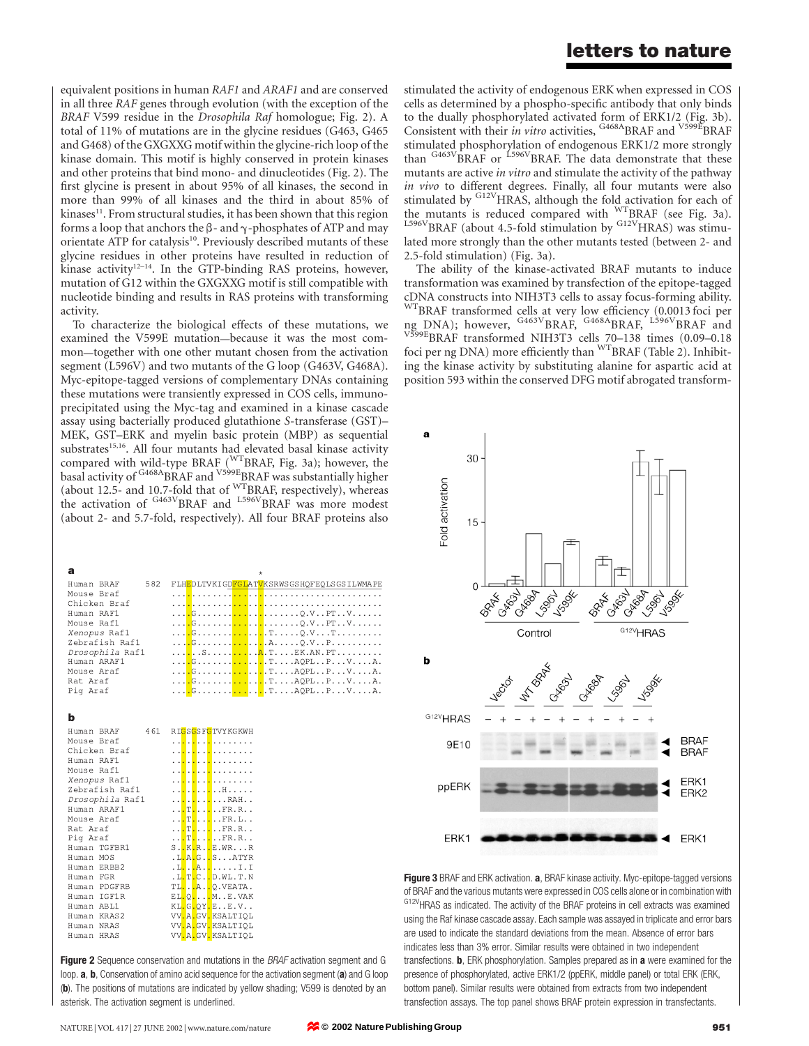equivalent positions in human *RAF1* and *ARAF1* and are conserved in all three *RAF* genes through evolution (with the exception of the *BRAF* V599 residue in the *Drosophila Raf* homologue; Fig. 2). A total of 11% of mutations are in the glycine residues (G463, G465 and G468) of the GXGXXG motif within the glycine-rich loop of the kinase domain. This motif is highly conserved in protein kinases and other proteins that bind mono- and dinucleotides (Fig. 2). The first glycine is present in about 95% of all kinases, the second in more than 99% of all kinases and the third in about 85% of kinases[11]. From structural studies, it has been shown that this region forms a loop that anchors the β- and γ-phosphates of ATP and may orientate ATP for catalysis[10]. Previously described mutants of these glycine residues in other proteins have resulted in reduction of kinase activity[12–14]. In the GTP-binding RAS proteins, however, mutation of G12 within the GXGXXG motif is still compatible with nucleotide binding and results in RAS proteins with transforming activity.

To characterize the biological effects of these mutations, we examined the V599E mutation—because it was the most common—together with one other mutant chosen from the activation segment (L596V) and two mutants of the G loop (G463V, G468A). Myc-epitope-tagged versions of complementary DNAs containing these mutations were transiently expressed in COS cells, immunoprecipitated using the Myc-tag and examined in a kinase cascade assay using bacterially produced glutathione *S*-transferase (GST)–MEK, GST–ERK and myelin basic protein (MBP) as sequential substrates[15,16]. All four mutants had elevated basal kinase activity compared with wild-type BRAF ($^{WT}$BRAF, Fig. 3a); however, the basal activity of $^{G468A}$BRAF and $^{V599E}$BRAF was substantially higher (about 12.5- and 10.7-fold that of $^{WT}$BRAF, respectively), whereas the activation of $^{G463V}$BRAF and $^{L596V}$BRAF was more modest (about 2- and 5.7-fold, respectively). All four BRAF proteins also stimulated the activity of endogenous ERK when expressed in COS cells as determined by a phospho-specific antibody that only binds to the dually phosphorylated activated form of ERK1/2 (Fig. 3b). Consistent with their *in vitro* activities, $^{G468A}$BRAF and $^{V599E}$BRAF stimulated phosphorylation of endogenous ERK1/2 more strongly than $^{G463V}$BRAF or $^{L596V}$BRAF. The data demonstrate that these mutants are active *in vitro* and stimulate the activity of the pathway *in vivo* to different degrees. Finally, all four mutants were also stimulated by $^{G12V}$HRAS, although the fold activation for each of the mutants is reduced compared with $^{WT}$BRAF (see Fig. 3a). $^{L596V}$BRAF (about 4.5-fold stimulation by $^{G12V}$HRAS) was stimulated more strongly than the other mutants tested (between 2- and 2.5-fold stimulation) (Fig. 3a).

The ability of the kinase-activated BRAF mutants to induce transformation was examined by transfection of the epitope-tagged cDNA constructs into NIH3T3 cells to assay focus-forming ability. $^{WT}$BRAF transformed cells at very low efficiency (0.0013 foci per ng DNA); however, $^{G463V}$BRAF, $^{G468A}$BRAF, $^{L596V}$BRAF and $^{V599E}$BRAF transformed NIH3T3 cells 70–138 times (0.09–0.18 foci per ng DNA) more efficiently than $^{WT}$BRAF (Table 2). Inhibiting the kinase activity by substituting alanine for aspartic acid at position 593 within the conserved DFG motif abrogated transform-

**Figure 2** Sequence conservation and mutations in the *BRAF* activation segment and G loop. **a**, **b**, Conservation of amino acid sequence for the activation segment (**a**) and G loop (**b**). The positions of mutations are indicated by yellow shading; V599 is denoted by an asterisk. The activation segment is underlined.

**Figure 3** BRAF and ERK activation. **a**, BRAF kinase activity. Myc-epitope-tagged versions of BRAF and the various mutants were expressed in COS cells alone or in combination with $^{G12V}$HRAS as indicated. The activity of the BRAF proteins in cell extracts was examined using the Raf kinase cascade assay. Each sample was assayed in triplicate and error bars are used to indicate the standard deviations from the mean. Absence of error bars indicates less than 3% error. Similar results were obtained in two independent transfections. **b**, ERK phosphorylation. Samples prepared as in **a** were examined for the presence of phosphorylated, active ERK1/2 (ppERK, middle panel) or total ERK (ERK, bottom panel). Similar results were obtained from extracts from two independent transfection assays. The top panel shows BRAF protein expression in transfectants.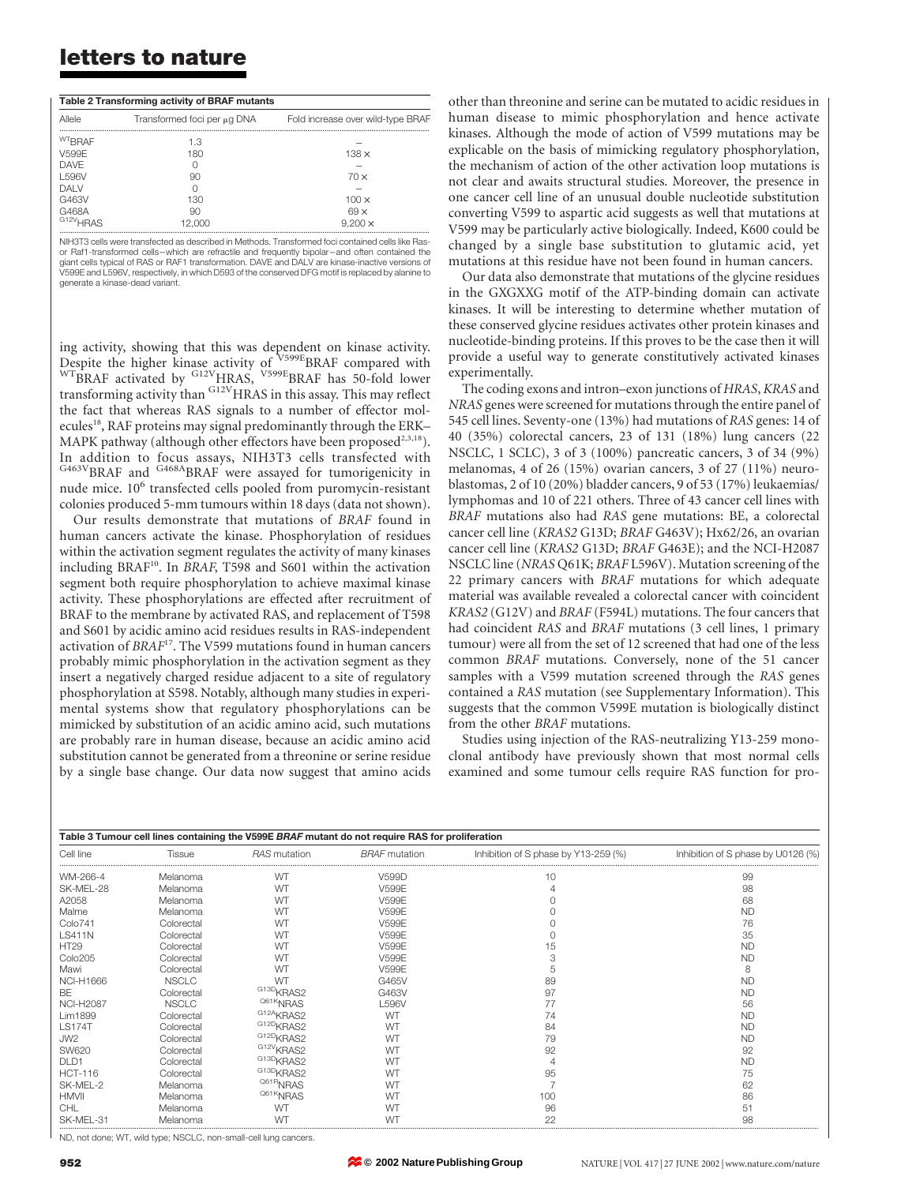**Table 2 Transforming activity of BRAF mutants**

| Allele | Transformed foci per μg DNA | Fold increase over wild-type BRAF |
|---|---|---|
| $^{WT}$BRAF | 1.3 | – |
| V599E | 180 | 138 × |
| DAVE | 0 | – |
| L596V | 90 | 70 × |
| DALV | 0 | – |
| G463V | 130 | 100 × |
| G468A | 90 | 69 × |
| $^{G12V}$HRAS | 12,000 | 9,200 × |

NIH3T3 cells were transfected as described in Methods. Transformed foci contained cells like Ras- or Raf1-transformed cells—which are refractile and frequently bipolar—and often contained the giant cells typical of RAS or RAF1 transformation. DAVE and DALV are kinase-inactive versions of V599E and L596V, respectively, in which D593 of the conserved DFG motif is replaced by alanine to generate a kinase-dead variant.

ing activity, showing that this was dependent on kinase activity. Despite the higher kinase activity of $^{V599E}$BRAF compared with $^{WT}$BRAF activated by $^{G12V}$HRAS, $^{V599E}$BRAF has 50-fold lower transforming activity than $^{G12V}$HRAS in this assay. This may reflect the fact that whereas RAS signals to a number of effector molecules[18], RAF proteins may signal predominantly through the ERK–MAPK pathway (although other effectors have been proposed[2,3,18]). In addition to focus assays, NIH3T3 cells transfected with $^{G463V}$BRAF and $^{G468A}$BRAF were assayed for tumorigenicity in nude mice. $10^6$ transfected cells pooled from puromycin-resistant colonies produced 5-mm tumours within 18 days (data not shown).

Our results demonstrate that mutations of *BRAF* found in human cancers activate the kinase. Phosphorylation of residues within the activation segment regulates the activity of many kinases including BRAF[10]. In *BRAF*, T598 and S601 within the activation segment both require phosphorylation to achieve maximal kinase activity. These phosphorylations are effected after recruitment of BRAF to the membrane by activated RAS, and replacement of T598 and S601 by acidic amino acid residues results in RAS-independent activation of *BRAF*[17]. The V599 mutations found in human cancers probably mimic phosphorylation in the activation segment as they insert a negatively charged residue adjacent to a site of regulatory phosphorylation at S598. Notably, although many studies in experimental systems show that regulatory phosphorylations can be mimicked by substitution of an acidic amino acid, such mutations are probably rare in human disease, because an acidic amino acid substitution cannot be generated from a threonine or serine residue by a single base change. Our data now suggest that amino acids other than threonine and serine can be mutated to acidic residues in human disease to mimic phosphorylation and hence activate kinases. Although the mode of action of V599 mutations may be explicable on the basis of mimicking regulatory phosphorylation, the mechanism of action of the other activation loop mutations is not clear and awaits structural studies. Moreover, the presence in one cancer cell line of an unusual double nucleotide substitution converting V599 to aspartic acid suggests as well that mutations at V599 may be particularly active biologically. Indeed, K600 could be changed by a single base substitution to glutamic acid, yet mutations at this residue have not been found in human cancers.

Our data also demonstrate that mutations of the glycine residues in the GXGXXG motif of the ATP-binding domain can activate kinases. It will be interesting to determine whether mutation of these conserved glycine residues activates other protein kinases and nucleotide-binding proteins. If this proves to be the case then it will provide a useful way to generate constitutively activated kinases experimentally.

The coding exons and intron–exon junctions of *HRAS*, *KRAS* and *NRAS* genes were screened for mutations through the entire panel of 545 cell lines. Seventy-one (13%) had mutations of *RAS* genes: 14 of 40 (35%) colorectal cancers, 23 of 131 (18%) lung cancers (22 NSCLC, 1 SCLC), 3 of 3 (100%) pancreatic cancers, 3 of 34 (9%) melanomas, 4 of 26 (15%) ovarian cancers, 3 of 27 (11%) neuroblastomas, 2 of 10 (20%) bladder cancers, 9 of 53 (17%) leukaemias/lymphomas and 10 of 221 others. Three of 43 cancer cell lines with *BRAF* mutations also had *RAS* gene mutations: BE, a colorectal cancer cell line (*KRAS2* G13D; *BRAF* G463V); Hx62/26, an ovarian cancer cell line (*KRAS2* G13D; *BRAF* G463E); and the NCI-H2087 NSCLC line (*NRAS* Q61K; *BRAF* L596V). Mutation screening of the 22 primary cancers with *BRAF* mutations for which adequate material was available revealed a colorectal cancer with coincident *KRAS2* (G12V) and *BRAF* (F594L) mutations. The four cancers that had coincident *RAS* and *BRAF* mutations (3 cell lines, 1 primary tumour) were all from the set of 12 screened that had one of the less common *BRAF* mutations. Conversely, none of the 51 cancer samples with a V599 mutation screened through the *RAS* genes contained a *RAS* mutation (see Supplementary Information). This suggests that the common V599E mutation is biologically distinct from the other *BRAF* mutations.

Studies using injection of the RAS-neutralizing Y13-259 monoclonal antibody have previously shown that most normal cells examined and some tumour cells require RAS function for pro-

**Table 3 Tumour cell lines containing the V599E *BRAF* mutant do not require RAS for proliferation**

| Cell line | Tissue | *RAS* mutation | *BRAF* mutation | Inhibition of S phase by Y13-259 (%) | Inhibition of S phase by U0126 (%) |
|---|---|---|---|---|---|
| WM-266-4 | Melanoma | WT | V599D | 10 | 99 |
| SK-MEL-28 | Melanoma | WT | V599E | 4 | 98 |
| A2058 | Melanoma | WT | V599E | 0 | 68 |
| Malme | Melanoma | WT | V599E | 0 | ND |
| Colo741 | Colorectal | WT | V599E | 0 | 76 |
| LS411N | Colorectal | WT | V599E | 0 | 35 |
| HT29 | Colorectal | WT | V599E | 15 | ND |
| Colo205 | Colorectal | WT | V599E | 3 | ND |
| Mawi | Colorectal | WT | V599E | 5 | 8 |
| NCI-H1666 | NSCLC | WT | G465V | 89 | ND |
| BE | Colorectal | $^{G13D}$KRAS2 | G463V | 97 | ND |
| NCI-H2087 | NSCLC | $^{Q61K}$NRAS | L596V | 77 | 56 |
| Lim1899 | Colorectal | $^{G12A}$KRAS2 | WT | 74 | ND |
| LS174T | Colorectal | $^{G12D}$KRAS2 | WT | 84 | ND |
| JW2 | Colorectal | $^{G12D}$KRAS2 | WT | 79 | ND |
| SW620 | Colorectal | $^{G12V}$KRAS2 | WT | 92 | 92 |
| DLD1 | Colorectal | $^{G13D}$KRAS2 | WT | 4 | ND |
| HCT-116 | Colorectal | $^{G13D}$KRAS2 | WT | 95 | 75 |
| SK-MEL-2 | Melanoma | $^{Q61R}$NRAS | WT | 7 | 62 |
| HMVII | Melanoma | $^{Q61K}$NRAS | WT | 100 | 86 |
| CHL | Melanoma | WT | WT | 96 | 51 |
| SK-MEL-31 | Melanoma | WT | WT | 22 | 98 |

ND, not done; WT, wild type; NSCLC, non-small-cell lung cancers.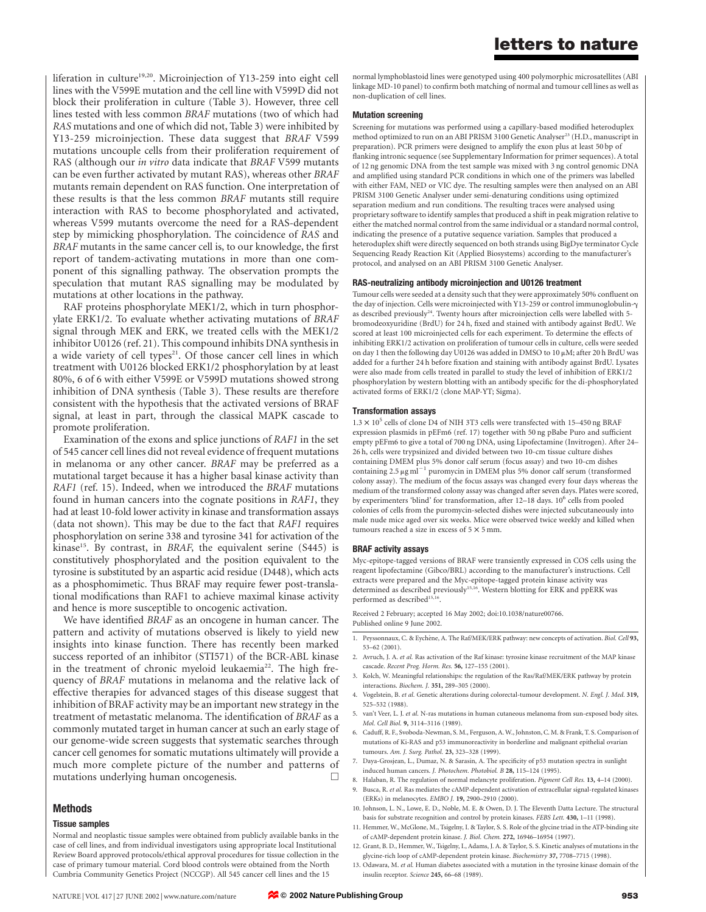liferation in culture[19,20]. Microinjection of Y13-259 into eight cell lines with the V599E mutation and the cell line with V599D did not block their proliferation in culture (Table 3). However, three cell lines tested with less common *BRAF* mutations (two of which had *RAS* mutations and one of which did not, Table 3) were inhibited by Y13-259 microinjection. These data suggest that *BRAF* V599 mutations uncouple cells from their proliferation requirement of RAS (although our *in vitro* data indicate that *BRAF* V599 mutants can be even further activated by mutant RAS), whereas other *BRAF* mutants remain dependent on RAS function. One interpretation of these results is that the less common *BRAF* mutants still require interaction with RAS to become phosphorylated and activated, whereas V599 mutants overcome the need for a RAS-dependent step by mimicking phosphorylation. The coincidence of *RAS* and *BRAF* mutants in the same cancer cell is, to our knowledge, the first report of tandem-activating mutations in more than one component of this signalling pathway. The observation prompts the speculation that mutant RAS signalling may be modulated by mutations at other locations in the pathway.

RAF proteins phosphorylate MEK1/2, which in turn phosphorylate ERK1/2. To evaluate whether activating mutations of *BRAF* signal through MEK and ERK, we treated cells with the MEK1/2 inhibitor U0126 (ref. 21). This compound inhibits DNA synthesis in a wide variety of cell types[21]. Of those cancer cell lines in which treatment with U0126 blocked ERK1/2 phosphorylation by at least 80%, 6 of 6 with either V599E or V599D mutations showed strong inhibition of DNA synthesis (Table 3). These results are therefore consistent with the hypothesis that the activated versions of BRAF signal, at least in part, through the classical MAPK cascade to promote proliferation.

Examination of the exons and splice junctions of *RAF1* in the set of 545 cancer cell lines did not reveal evidence of frequent mutations in melanoma or any other cancer. *BRAF* may be preferred as a mutational target because it has a higher basal kinase activity than *RAF1* (ref. 15). Indeed, when we introduced the *BRAF* mutations found in human cancers into the cognate positions in *RAF1*, they had at least 10-fold lower activity in kinase and transformation assays (data not shown). This may be due to the fact that *RAF1* requires phosphorylation on serine 338 and tyrosine 341 for activation of the kinase[15]. By contrast, in *BRAF*, the equivalent serine (S445) is constitutively phosphorylated and the position equivalent to the tyrosine is substituted by an aspartic acid residue (D448), which acts as a phosphomimetic. Thus BRAF may require fewer post-translational modifications than RAF1 to achieve maximal kinase activity and hence is more susceptible to oncogenic activation.

We have identified *BRAF* as an oncogene in human cancer. The pattern and activity of mutations observed is likely to yield new insights into kinase function. There has recently been marked success reported of an inhibitor (STI571) of the BCR-ABL kinase in the treatment of chronic myeloid leukaemia[22]. The high frequency of *BRAF* mutations in melanoma and the relative lack of effective therapies for advanced stages of this disease suggest that inhibition of BRAF activity may be an important new strategy in the treatment of metastatic melanoma. The identification of *BRAF* as a commonly mutated target in human cancer at such an early stage of our genome-wide screen suggests that systematic searches through cancer cell genomes for somatic mutations ultimately will provide a much more complete picture of the number and patterns of mutations underlying human oncogenesis. □

## Methods

### Tissue samples

Normal and neoplastic tissue samples were obtained from publicly available banks in the case of cell lines, and from individual investigators using appropriate local Institutional Review Board approved protocols/ethical approval procedures for tissue collection in the case of primary tumour material. Cord blood controls were obtained from the North Cumbria Community Genetics Project (NCCGP). All 545 cancer cell lines and the 15 normal lymphoblastoid lines were genotyped using 400 polymorphic microsatellites (ABI linkage MD-10 panel) to confirm both matching of normal and tumour cell lines as well as non-duplication of cell lines.

### Mutation screening

Screening for mutations was performed using a capillary-based modified heteroduplex method optimized to run on an ABI PRISM 3100 Genetic Analyser[23] (H.D., manuscript in preparation). PCR primers were designed to amplify the exon plus at least 50 bp of flanking intronic sequence (see Supplementary Information for primer sequences). A total of 12 ng genomic DNA from the test sample was mixed with 3 ng control genomic DNA and amplified using standard PCR conditions in which one of the primers was labelled with either FAM, NED or VIC dye. The resulting samples were then analysed on an ABI PRISM 3100 Genetic Analyser under semi-denaturing conditions using optimized separation medium and run conditions. The resulting traces were analysed using proprietary software to identify samples that produced a shift in peak migration relative to either the matched normal control from the same individual or a standard normal control, indicating the presence of a putative sequence variation. Samples that produced a heteroduplex shift were directly sequenced on both strands using BigDye terminator Cycle Sequencing Ready Reaction Kit (Applied Biosystems) according to the manufacturer's protocol, and analysed on an ABI PRISM 3100 Genetic Analyser.

### RAS-neutralizing antibody microinjection and U0126 treatment

Tumour cells were seeded at a density such that they were approximately 50% confluent on the day of injection. Cells were microinjected with Y13-259 or control immunoglobulin-γ as described previously[24]. Twenty hours after microinjection cells were labelled with 5-bromodeoxyuridine (BrdU) for 24 h, fixed and stained with antibody against BrdU. We scored at least 100 microinjected cells for each experiment. To determine the effects of inhibiting ERK1/2 activation on proliferation of tumour cells in culture, cells were seeded on day 1 then the following day U0126 was added in DMSO to 10 μM; after 20 h BrdU was added for a further 24 h before fixation and staining with antibody against BrdU. Lysates were also made from cells treated in parallel to study the level of inhibition of ERK1/2 phosphorylation by western blotting with an antibody specific for the di-phosphorylated activated forms of ERK1/2 (clone MAP-YT; Sigma).

### Transformation assays

$1.3 \times 10^5$ cells of clone D4 of NIH 3T3 cells were transfected with 15–450 ng BRAF expression plasmids in pEFm6 (ref. 17) together with 50 ng pBabe Puro and sufficient empty pEFm6 to give a total of 700 ng DNA, using Lipofectamine (Invitrogen). After 24–26 h, cells were trypsinized and divided between two 10-cm tissue culture dishes containing DMEM plus 5% donor calf serum (focus assay) and two 10-cm dishes containing 2.5 $\mu g\,ml^{-1}$ puromycin in DMEM plus 5% donor calf serum (transformed colony assay). The medium of the focus assays was changed every four days whereas the medium of the transformed colony assay was changed after seven days. Plates were scored, by experimenters 'blind' for transformation, after 12–18 days. $10^6$ cells from pooled colonies of cells from the puromycin-selected dishes were injected subcutaneously into male nude mice aged over six weeks. Mice were observed twice weekly and killed when tumours reached a size in excess of $5 \times 5$ mm.

### BRAF activity assays

Myc-epitope-tagged versions of BRAF were transiently expressed in COS cells using the reagent lipofectamine (Gibco/BRL) according to the manufacturer's instructions. Cell extracts were prepared and the Myc-epitope-tagged protein kinase activity was determined as described previously[15,16]. Western blotting for ERK and ppERK was performed as described[15,16].

Received 2 February; accepted 16 May 2002; doi:10.1038/nature00766.
Published online 9 June 2002.

1. Peyssonnaux, C. & Eychène, A. The Raf/MEK/ERK pathway: new concepts of activation. *Biol. Cell* **93,** 53–62 (2001).
2. Avruch, J. A. *et al.* Ras activation of the Raf kinase: tyrosine kinase recruitment of the MAP kinase cascade. *Recent Prog. Horm. Res.* **56,** 127–155 (2001).
3. Kolch, W. Meaningful relationships: the regulation of the Ras/Raf/MEK/ERK pathway by protein interactions. *Biochem. J.* **351,** 289–305 (2000).
4. Vogelstein, B. *et al.* Genetic alterations during colorectal-tumour development. *N. Engl. J. Med.* **319,** 525–532 (1988).
5. van't Veer, L. J. *et al.* N-ras mutations in human cutaneous melanoma from sun-exposed body sites. *Mol. Cell Biol.* **9,** 3114–3116 (1989).
6. Caduff, R. F., Svoboda-Newman, S. M., Ferguson, A. W., Johnston, C. M. & Frank, T. S. Comparison of mutations of Ki-RAS and p53 immunoreactivity in borderline and malignant epithelial ovarian tumours. *Am. J. Surg. Pathol.* **23,** 323–328 (1999).
7. Daya-Grosjean, L., Dumaz, N. & Sarasin, A. The specificity of p53 mutation spectra in sunlight induced human cancers. *J. Photochem. Photobiol. B* **28,** 115–124 (1995).
8. Halaban, R. The regulation of normal melanocyte proliferation. *Pigment Cell Res.* **13,** 4–14 (2000).
9. Busca, R. *et al.* Ras mediates the cAMP-dependent activation of extracellular signal-regulated kinases (ERKs) in melanocytes. *EMBO J.* **19,** 2900–2910 (2000).
10. Johnson, L. N., Lowe, E. D., Noble, M. E. & Owen, D. J. The Eleventh Datta Lecture. The structural basis for substrate recognition and control by protein kinases. *FEBS Lett.* **430,** 1–11 (1998).
11. Hemmer, W., McGlone, M., Tsigelny, I. & Taylor, S. S. Role of the glycine triad in the ATP-binding site of cAMP-dependent protein kinase. *J. Biol. Chem.* **272,** 16946–16954 (1997).
12. Grant, B. D., Hemmer, W., Tsigelny, I., Adams, J. A. & Taylor, S. S. Kinetic analyses of mutations in the glycine-rich loop of cAMP-dependent protein kinase. *Biochemistry* **37,** 7708–7715 (1998).
13. Odawara, M. *et al.* Human diabetes associated with a mutation in the tyrosine kinase domain of the insulin receptor. *Science* **245,** 66–68 (1989).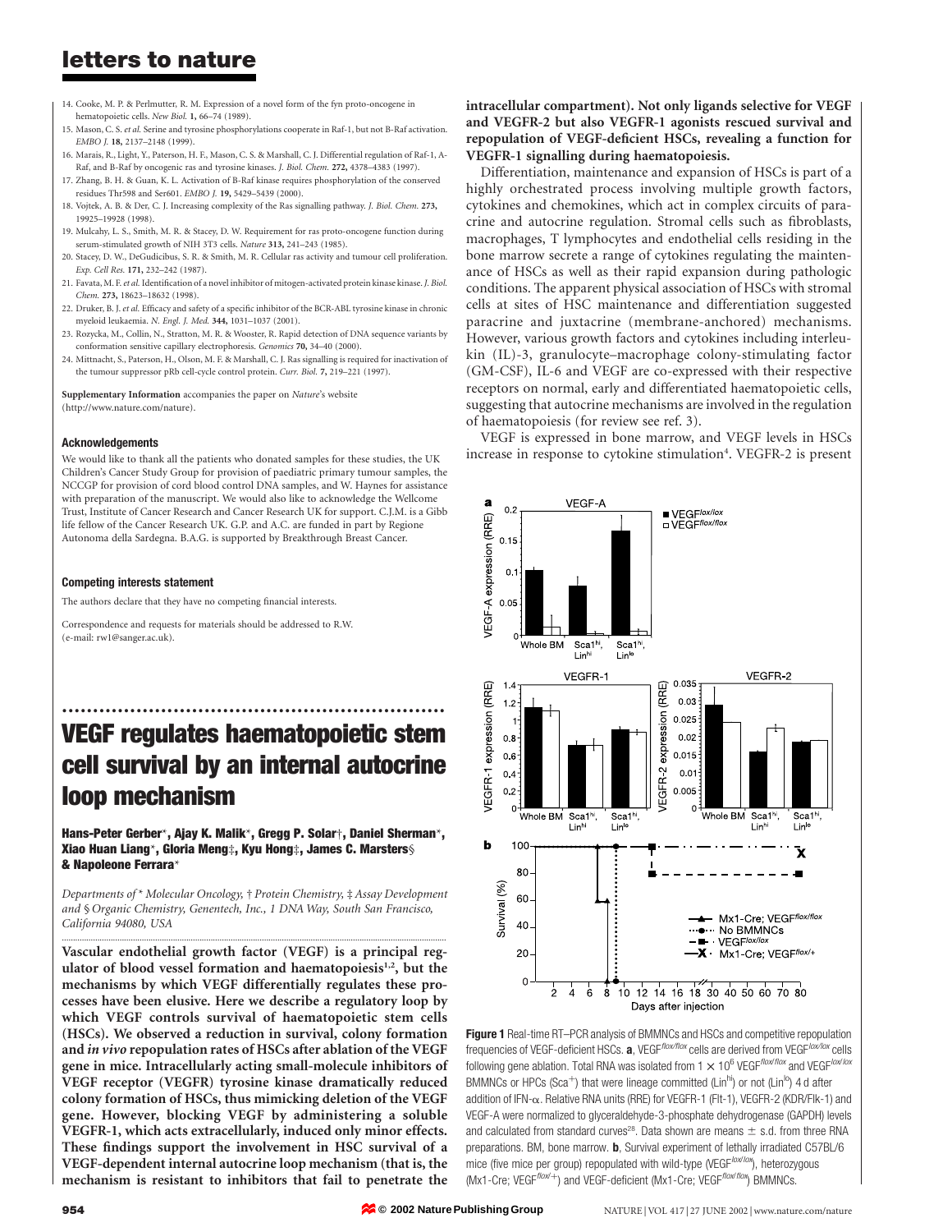14. Cooke, M. P. & Perlmutter, R. M. Expression of a novel form of the fyn proto-oncogene in hematopoietic cells. *New Biol.* **1,** 66–74 (1989).
15. Mason, C. S. *et al.* Serine and tyrosine phosphorylations cooperate in Raf-1, but not B-Raf activation. *EMBO J.* **18,** 2137–2148 (1999).
16. Marais, R., Light, Y., Paterson, H. F., Mason, C. S. & Marshall, C. J. Differential regulation of Raf-1, A-Raf, and B-Raf by oncogenic ras and tyrosine kinases. *J. Biol. Chem.* **272,** 4378–4383 (1997).
17. Zhang, B. H. & Guan, K. L. Activation of B-Raf kinase requires phosphorylation of the conserved residues Thr598 and Ser601. *EMBO J.* **19,** 5429–5439 (2000).
18. Vojtek, A. B. & Der, C. J. Increasing complexity of the Ras signalling pathway. *J. Biol. Chem.* **273,** 19925–19928 (1998).
19. Mulcahy, L. S., Smith, M. R. & Stacey, D. W. Requirement for ras proto-oncogene function during serum-stimulated growth of NIH 3T3 cells. *Nature* **313,** 241–243 (1985).
20. Stacey, D. W., DeGudicibus, S. R. & Smith, M. R. Cellular ras activity and tumour cell proliferation. *Exp. Cell Res.* **171,** 232–242 (1987).
21. Favata, M. F. *et al.* Identification of a novel inhibitor of mitogen-activated protein kinase kinase. *J. Biol. Chem.* **273,** 18623–18632 (1998).
22. Druker, B. J. *et al.* Efficacy and safety of a specific inhibitor of the BCR-ABL tyrosine kinase in chronic myeloid leukaemia. *N. Engl. J. Med.* **344,** 1031–1037 (2001).
23. Rozycka, M., Collin, N., Stratton, M. R. & Wooster, R. Rapid detection of DNA sequence variants by conformation sensitive capillary electrophoresis. *Genomics* **70,** 34–40 (2000).
24. Mittnacht, S., Paterson, H., Olson, M. F. & Marshall, C. J. Ras signalling is required for inactivation of the tumour suppressor pRb cell-cycle control protein. *Curr. Biol.* **7,** 219–221 (1997).

**Supplementary Information** accompanies the paper on *Nature*'s website (http://www.nature.com/nature).

### Acknowledgements

We would like to thank all the patients who donated samples for these studies, the UK Children's Cancer Study Group for provision of paediatric primary tumour samples, the NCCGP for provision of cord blood control DNA samples, and W. Haynes for assistance with preparation of the manuscript. We would also like to acknowledge the Wellcome Trust, Institute of Cancer Research and Cancer Research UK for support. C.J.M. is a Gibb life fellow of the Cancer Research UK. G.P. and A.C. are funded in part by Regione Autonoma della Sardegna. B.A.G. is supported by Breakthrough Breast Cancer.

### Competing interests statement

The authors declare that they have no competing financial interests.

Correspondence and requests for materials should be addressed to R.W. (e-mail: rw1@sanger.ac.uk).

# VEGF regulates haematopoietic stem cell survival by an internal autocrine loop mechanism

**Hans-Peter Gerber\*, Ajay K. Malik\*, Gregg P. Solar†, Daniel Sherman\*, Xiao Huan Liang\*, Gloria Meng‡, Kyu Hong‡, James C. Marsters§ & Napoleone Ferrara\***

*Departments of \* Molecular Oncology, † Protein Chemistry, ‡ Assay Development and § Organic Chemistry, Genentech, Inc., 1 DNA Way, South San Francisco, California 94080, USA*

**Vascular endothelial growth factor (VEGF) is a principal regulator of blood vessel formation and haematopoiesis[1,2], but the mechanisms by which VEGF differentially regulates these processes have been elusive. Here we describe a regulatory loop by which VEGF controls survival of haematopoietic stem cells (HSCs). We observed a reduction in survival, colony formation and *in vivo* repopulation rates of HSCs after ablation of the VEGF gene in mice. Intracellularly acting small-molecule inhibitors of VEGF receptor (VEGFR) tyrosine kinase dramatically reduced colony formation of HSCs, thus mimicking deletion of the VEGF gene. However, blocking VEGF by administering a soluble VEGFR-1, which acts extracellularly, induced only minor effects. These findings support the involvement in HSC survival of a VEGF-dependent internal autocrine loop mechanism (that is, the mechanism is resistant to inhibitors that fail to penetrate the intracellular compartment). Not only ligands selective for VEGF and VEGFR-2 but also VEGFR-1 agonists rescued survival and repopulation of VEGF-deficient HSCs, revealing a function for VEGFR-1 signalling during haematopoiesis.**

Differentiation, maintenance and expansion of HSCs is part of a highly orchestrated process involving multiple growth factors, cytokines and chemokines, which act in complex circuits of paracrine and autocrine regulation. Stromal cells such as fibroblasts, macrophages, T lymphocytes and endothelial cells residing in the bone marrow secrete a range of cytokines regulating the maintenance of HSCs as well as their rapid expansion during pathologic conditions. The apparent physical association of HSCs with stromal cells at sites of HSC maintenance and differentiation suggested paracrine and juxtacrine (membrane-anchored) mechanisms. However, various growth factors and cytokines including interleukin (IL)-3, granulocyte–macrophage colony-stimulating factor (GM-CSF), IL-6 and VEGF are co-expressed with their respective receptors on normal, early and differentiated haematopoietic cells, suggesting that autocrine mechanisms are involved in the regulation of haematopoiesis (for review see ref. 3).

VEGF is expressed in bone marrow, and VEGF levels in HSCs increase in response to cytokine stimulation[4]. VEGFR-2 is present

a

VEGF-A

VEGF-A expression (RRE)

0.2
0.15
0.1
0.05
0

■ VEGF$^{lox/lox}$
□ VEGF$^{flox/flox}$

Whole BM
Sca1$^{hi}$, Lin$^{hi}$
Sca1$^{hi}$, Lin$^{lo}$

VEGFR-1

VEGFR-1 expression (RRE)

1.4
1.2
1
0.8
0.6
0.4
0.2
0

Whole BM
Sca1$^{hi}$, Lin$^{hi}$
Sca1$^{hi}$, Lin$^{lo}$

VEGFR-2

VEGFR-2 expression (RRE)

0.035
0.03
0.025
0.02
0.015
0.01
0.005
0

Whole BM
Sca1$^{hi}$, Lin$^{hi}$
Sca1$^{hi}$, Lin$^{lo}$

b

Survival (%)

100
80
60
40
20
0

2 4 6 8 10 12 14 16 18 30 40 50 60 70 80

Days after injection

Mx1-Cre; VEGF$^{flox/flox}$
No BMMNCs
VEGF$^{lox/lox}$
Mx1-Cre; VEGF$^{flox/+}$

**Figure 1** Real-time RT–PCR analysis of BMMNCs and HSCs and competitive repopulation frequencies of VEGF-deficient HSCs. **a**, VEGF$^{flox/flox}$ cells are derived from VEGF$^{lox/lox}$ cells following gene ablation. Total RNA was isolated from $1 \times 10^6$ VEGF$^{flox/flox}$ and VEGF$^{lox/lox}$ BMMNCs or HPCs (Sca$^+$) that were lineage committed (Lin$^{hi}$) or not (Lin$^{lo}$) 4 d after addition of IFN-$\alpha$. Relative RNA units (RRE) for VEGFR-1 (Flt-1), VEGFR-2 (KDR/Flk-1) and VEGF-A were normalized to glyceraldehyde-3-phosphate dehydrogenase (GAPDH) levels and calculated from standard curves[28]. Data shown are means ± s.d. from three RNA preparations. BM, bone marrow. **b**, Survival experiment of lethally irradiated C57BL/6 mice (five mice per group) repopulated with wild-type (VEGF$^{lox/lox}$), heterozygous (Mx1-Cre; VEGF$^{flox/+}$) and VEGF-deficient (Mx1-Cre; VEGF$^{flox/flox}$) BMMNCs.